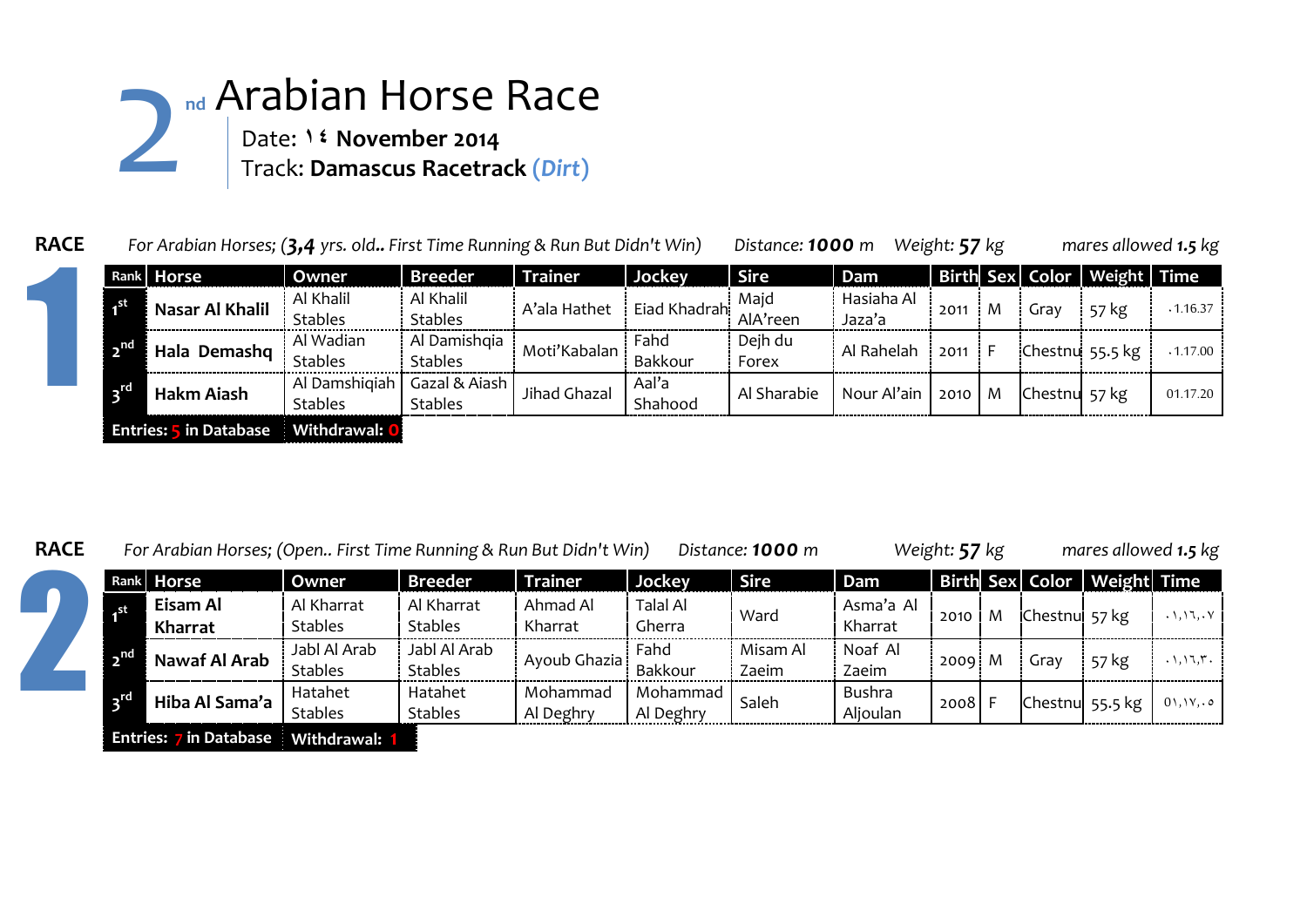# 2nd Arabian Horse Race

Date: ١٤ **November 2014**
Track: **Damascus Racetrack** (***Dirt***)

## RACE 1

*For Arabian Horses; (**3,4** yrs. old.. First Time Running & Run But Didn't Win)* *Distance:* ***1000*** *m* *Weight:* ***57*** *kg* *mares allowed* ***1.5*** *kg*

| Rank | Horse | Owner | Breeder | Trainer | Jockey | Sire | Dam | Birth | Sex | Color | Weight | Time |
|---|---|---|---|---|---|---|---|---|---|---|---|---|
| 1st | **Nasar Al Khalil** | Al Khalil Stables | Al Khalil Stables | A'ala Hathet | Eiad Khadrah | Majd AlA'reen | Hasiaha Al Jaza'a | 2011 | M | Gray | 57 kg | .1.16.37 |
| 2nd | **Hala Demashq** | Al Wadian Stables | Al Damishqia Stables | Moti'Kabalan | Fahd Bakkour | Dejh du Forex | Al Rahelah | 2011 | F | Chestnu | 55.5 kg | .1.17.00 |
| 3rd | **Hakm Aiash** | Al Damshiqiah Stables | Gazal & Aiash Stables | Jihad Ghazal | Aal'a Shahood | Al Sharabie | Nour Al'ain | 2010 | M | Chestnu | 57 kg | 01.17.20 |

**Entries: 5 in Database** **Withdrawal: 0**

## RACE 2

*For Arabian Horses; (Open.. First Time Running & Run But Didn't Win)* *Distance:* ***1000*** *m* *Weight:* ***57*** *kg* *mares allowed* ***1.5*** *kg*

| Rank | Horse | Owner | Breeder | Trainer | Jockey | Sire | Dam | Birth | Sex | Color | Weight | Time |
|---|---|---|---|---|---|---|---|---|---|---|---|---|
| 1st | **Eisam Al Kharrat** | Al Kharrat Stables | Al Kharrat Stables | Ahmad Al Kharrat | Talal Al Gherra | Ward | Asma'a Al Kharrat | 2010 | M | Chestnu | 57 kg | ٠١,١٦,٠٧ |
| 2nd | **Nawaf Al Arab** | Jabl Al Arab Stables | Jabl Al Arab Stables | Ayoub Ghazia | Fahd Bakkour | Misam Al Zaeim | Noaf Al Zaeim | 2009 | M | Gray | 57 kg | ٠١,١٦,٣٠ |
| 3rd | **Hiba Al Sama'a** | Hatahet Stables | Hatahet Stables | Mohammad Al Deghry | Mohammad Al Deghry | Saleh | Bushra Aljoulan | 2008 | F | Chestnu | 55.5 kg | ٠١,١٧,٠٥ |

**Entries: 7 in Database** **Withdrawal: 1**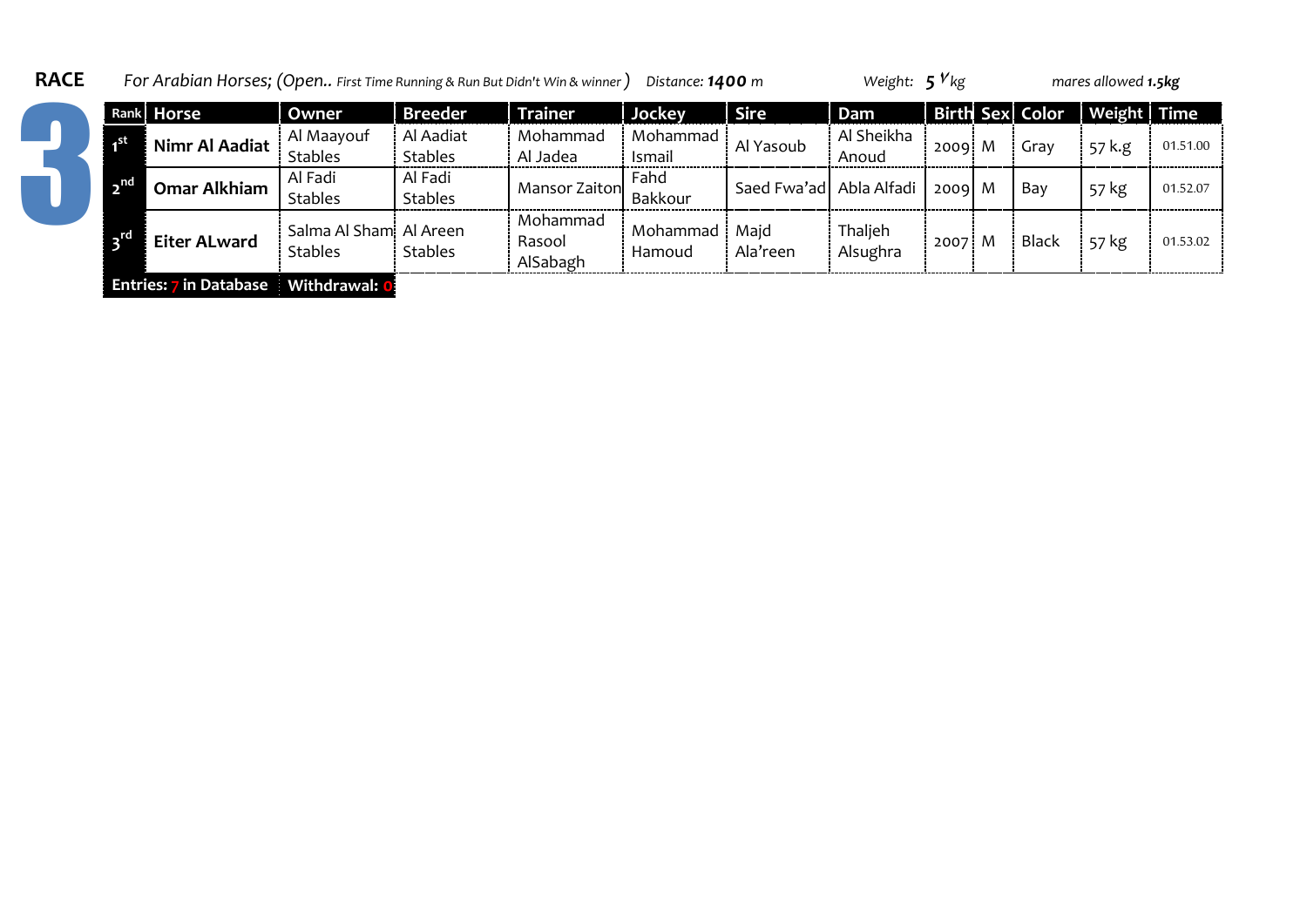**RACE 3**

*For Arabian Horses; (Open.. First Time Running & Run But Didn't Win & winner)* *Distance:* ***1400*** *m* *Weight:* ***5*** *V kg* *mares allowed* ***1.5kg***

| Rank | Horse | Owner | Breeder | Trainer | Jockey | Sire | Dam | Birth | Sex | Color | Weight | Time |
|---|---|---|---|---|---|---|---|---|---|---|---|---|
| 1st | **Nimr Al Aadiat** | Al Maayouf Stables | Al Aadiat Stables | Mohammad Al Jadea | Mohammad Ismail | Al Yasoub | Al Sheikha Anoud | 2009 | M | Gray | 57 k.g | 01.51.00 |
| 2nd | **Omar Alkhiam** | Al Fadi Stables | Al Fadi Stables | Mansor Zaiton | Fahd Bakkour | Saed Fwa'ad | Abla Alfadi | 2009 | M | Bay | 57 kg | 01.52.07 |
| 3rd | **Eiter ALward** | Salma Al Sham Stables | Al Areen Stables | Mohammad Rasool AlSabagh | Mohammad Hamoud | Majd Ala'reen | Thaljeh Alsughra | 2007 | M | Black | 57 kg | 01.53.02 |

**Entries: 7 in Database** **Withdrawal: 0**